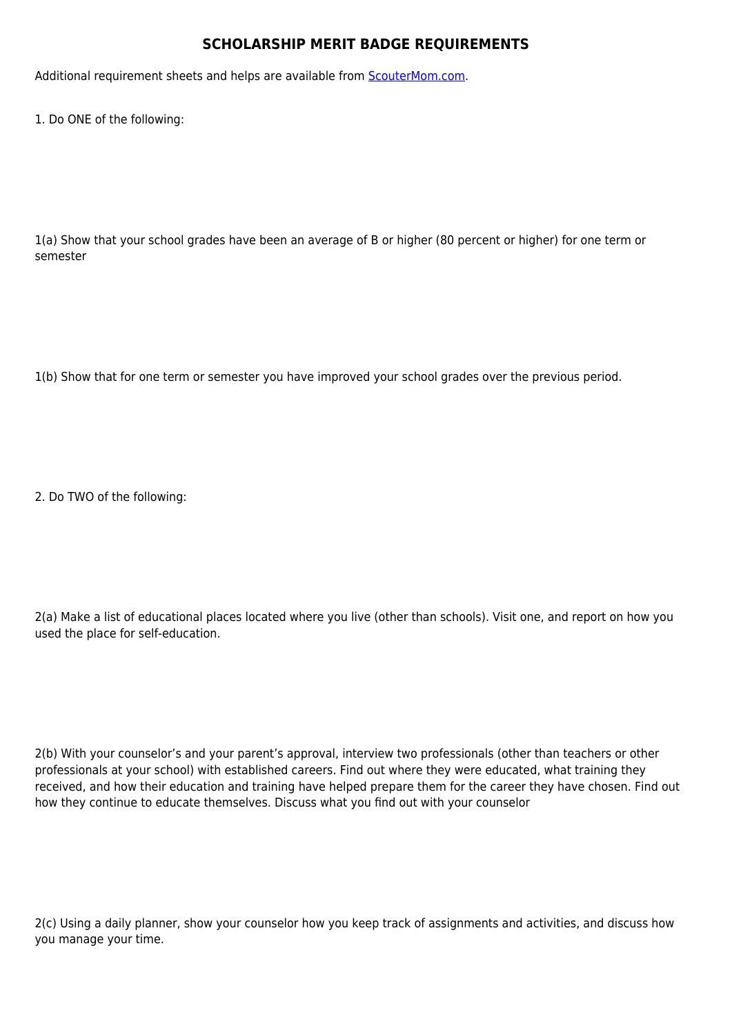# SCHOLARSHIP MERIT BADGE REQUIREMENTS

Additional requirement sheets and helps are available from [ScouterMom.com](ScouterMom.com).

1. Do ONE of the following:

1(a) Show that your school grades have been an average of B or higher (80 percent or higher) for one term or semester

1(b) Show that for one term or semester you have improved your school grades over the previous period.

2. Do TWO of the following:

2(a) Make a list of educational places located where you live (other than schools). Visit one, and report on how you used the place for self-education.

2(b) With your counselor's and your parent's approval, interview two professionals (other than teachers or other professionals at your school) with established careers. Find out where they were educated, what training they received, and how their education and training have helped prepare them for the career they have chosen. Find out how they continue to educate themselves. Discuss what you find out with your counselor

2(c) Using a daily planner, show your counselor how you keep track of assignments and activities, and discuss how you manage your time.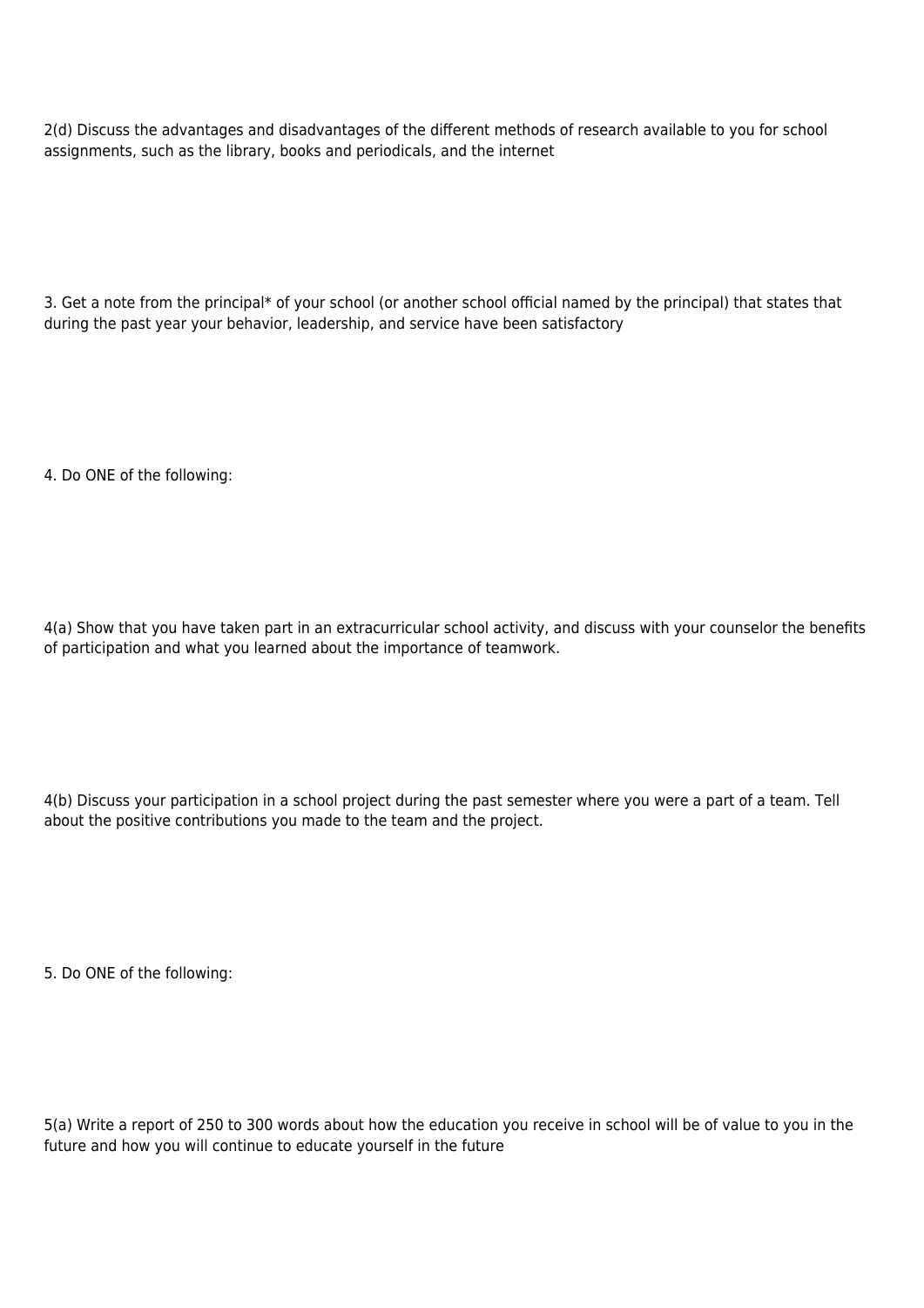2(d) Discuss the advantages and disadvantages of the different methods of research available to you for school assignments, such as the library, books and periodicals, and the internet

3. Get a note from the principal* of your school (or another school official named by the principal) that states that during the past year your behavior, leadership, and service have been satisfactory

4. Do ONE of the following:

4(a) Show that you have taken part in an extracurricular school activity, and discuss with your counselor the benefits of participation and what you learned about the importance of teamwork.

4(b) Discuss your participation in a school project during the past semester where you were a part of a team. Tell about the positive contributions you made to the team and the project.

5. Do ONE of the following:

5(a) Write a report of 250 to 300 words about how the education you receive in school will be of value to you in the future and how you will continue to educate yourself in the future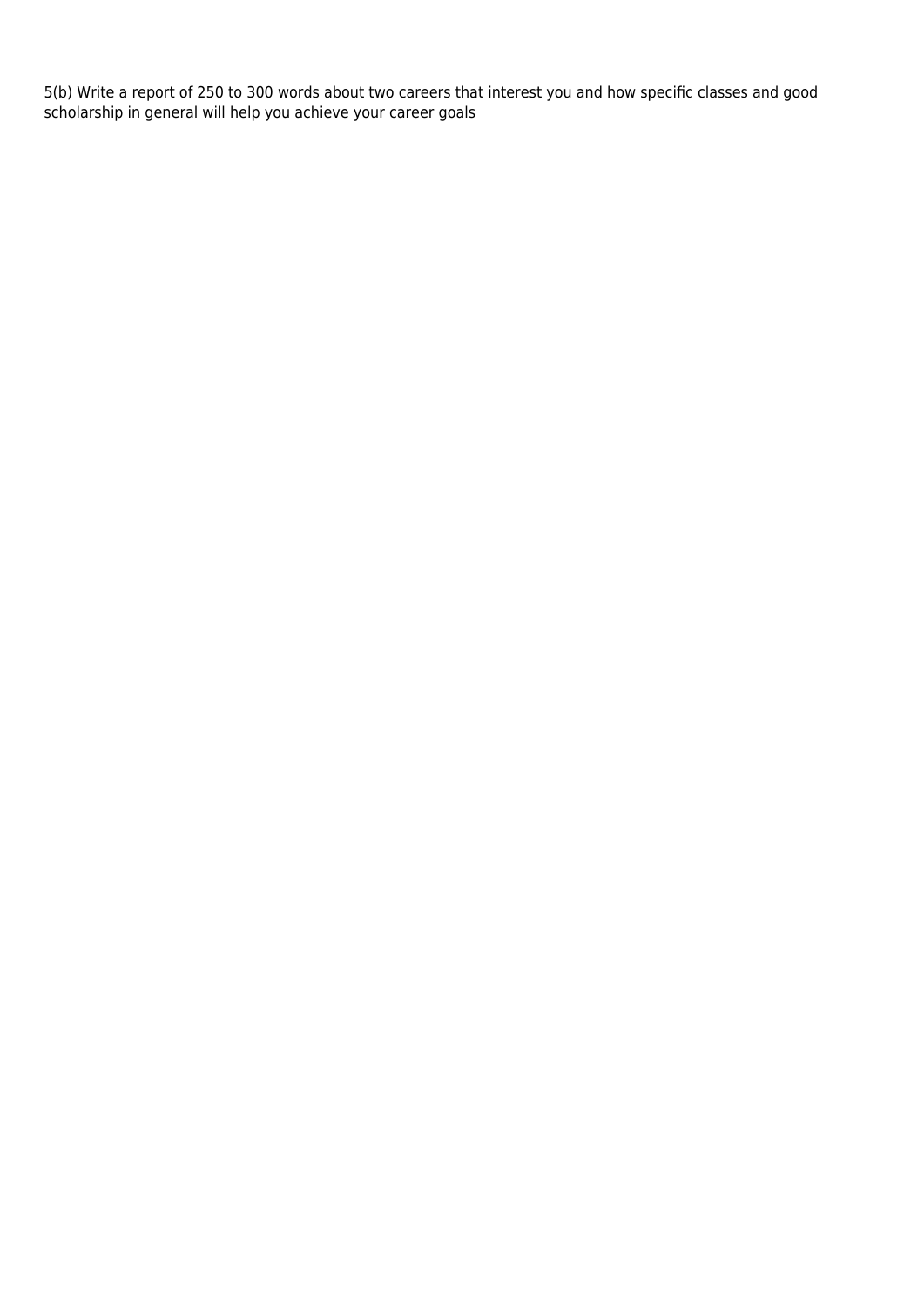5(b) Write a report of 250 to 300 words about two careers that interest you and how specific classes and good scholarship in general will help you achieve your career goals